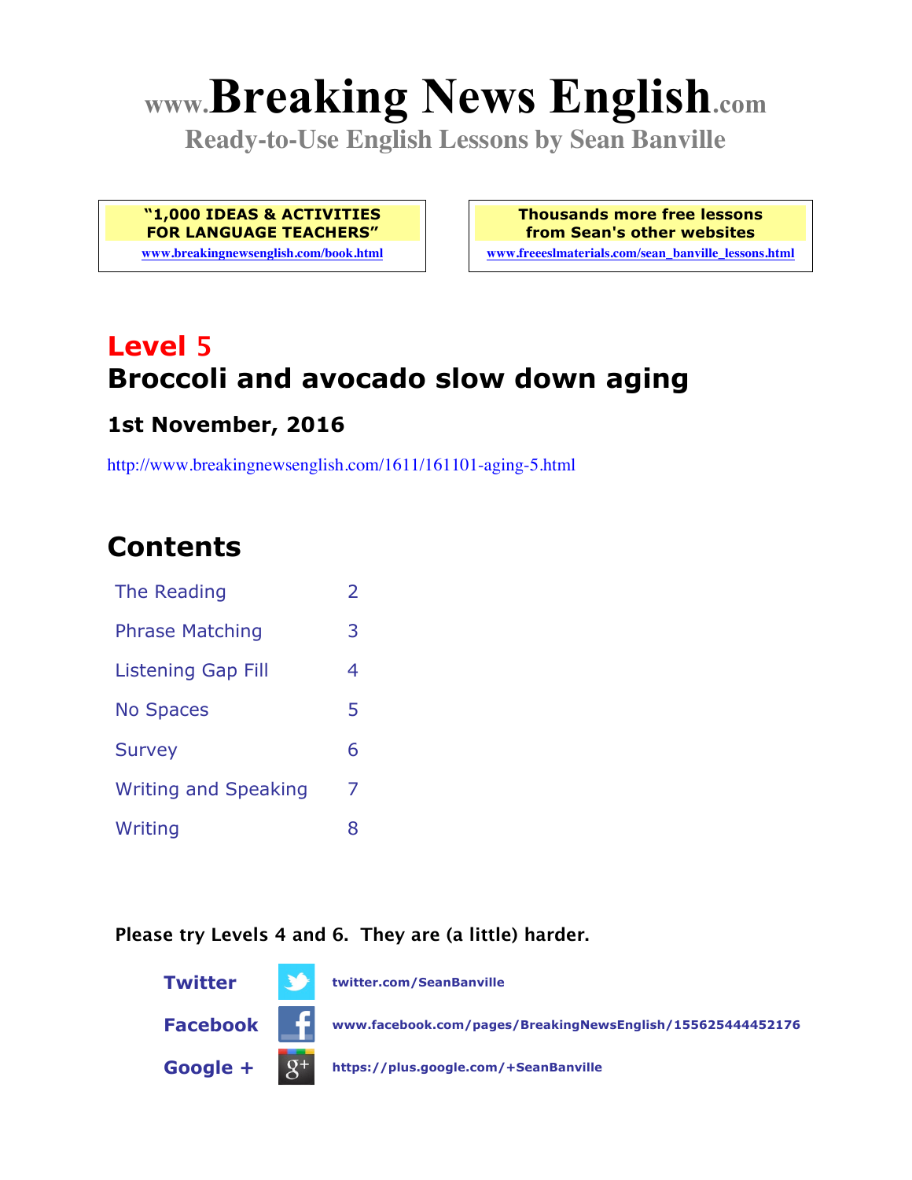# www.Breaking News English.com

**Ready-to-Use English Lessons by Sean Banville**

| **"1,000 IDEAS & ACTIVITIES FOR LANGUAGE TEACHERS"** [www.breakingnewsenglish.com/book.html](www.breakingnewsenglish.com/book.html) | **Thousands more free lessons from Sean's other websites** [www.freeeslmaterials.com/sean_banville_lessons.html](www.freeeslmaterials.com/sean_banville_lessons.html) |
|---|---|

## Level 5
## Broccoli and avocado slow down aging

### 1st November, 2016

http://www.breakingnewsenglish.com/1611/161101-aging-5.html

## Contents

| | |
|---|---|
| The Reading | 2 |
| Phrase Matching | 3 |
| Listening Gap Fill | 4 |
| No Spaces | 5 |
| Survey | 6 |
| Writing and Speaking | 7 |
| Writing | 8 |

**Please try Levels 4 and 6. They are (a little) harder.**

**Twitter** twitter.com/SeanBanville

**Facebook** www.facebook.com/pages/BreakingNewsEnglish/155625444452176

**Google +** https://plus.google.com/+SeanBanville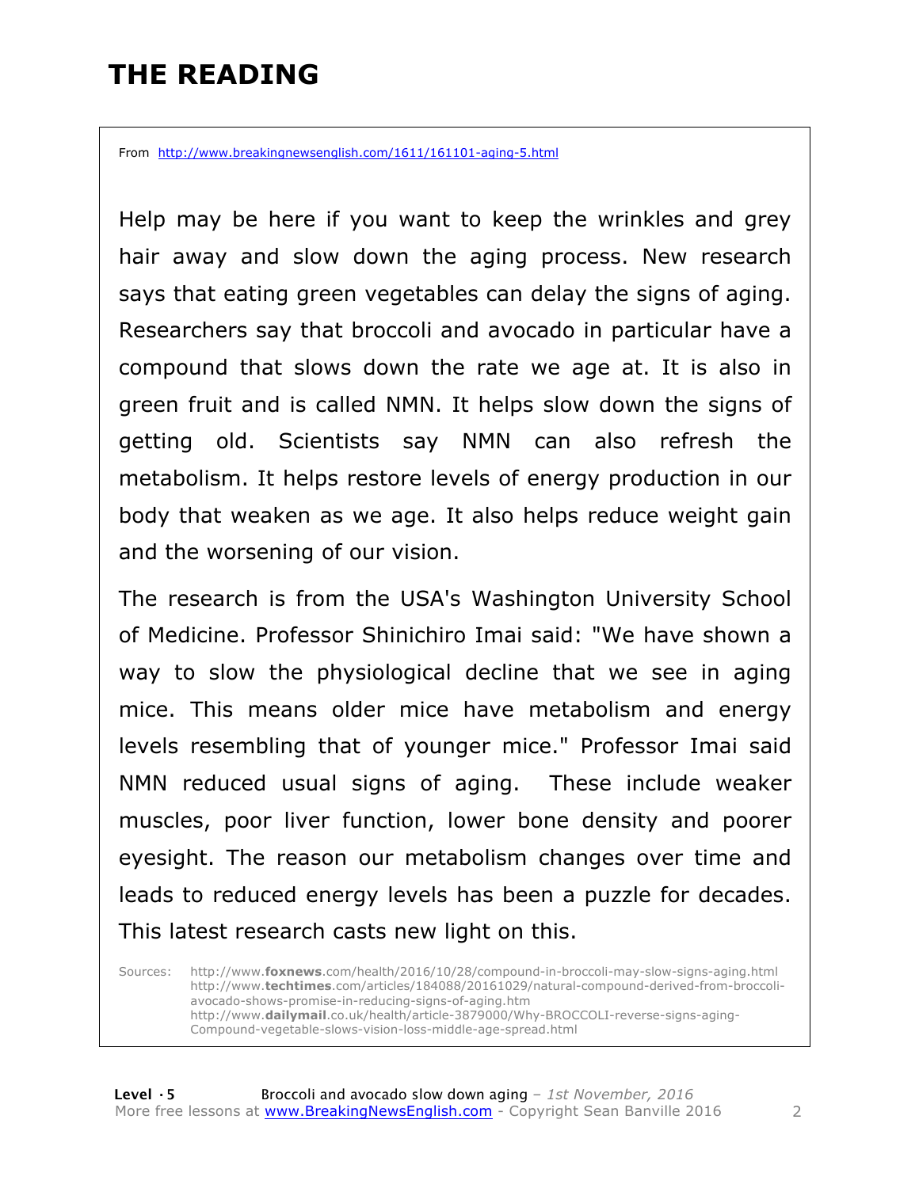# THE READING

From http://www.breakingnewsenglish.com/1611/161101-aging-5.html

Help may be here if you want to keep the wrinkles and grey hair away and slow down the aging process. New research says that eating green vegetables can delay the signs of aging. Researchers say that broccoli and avocado in particular have a compound that slows down the rate we age at. It is also in green fruit and is called NMN. It helps slow down the signs of getting old. Scientists say NMN can also refresh the metabolism. It helps restore levels of energy production in our body that weaken as we age. It also helps reduce weight gain and the worsening of our vision.

The research is from the USA's Washington University School of Medicine. Professor Shinichiro Imai said: "We have shown a way to slow the physiological decline that we see in aging mice. This means older mice have metabolism and energy levels resembling that of younger mice." Professor Imai said NMN reduced usual signs of aging. These include weaker muscles, poor liver function, lower bone density and poorer eyesight. The reason our metabolism changes over time and leads to reduced energy levels has been a puzzle for decades. This latest research casts new light on this.

Sources: http://www.**foxnews**.com/health/2016/10/28/compound-in-broccoli-may-slow-signs-aging.html
http://www.**techtimes**.com/articles/184088/20161029/natural-compound-derived-from-broccoli-avocado-shows-promise-in-reducing-signs-of-aging.htm
http://www.**dailymail**.co.uk/health/article-3879000/Why-BROCCOLI-reverse-signs-aging-Compound-vegetable-slows-vision-loss-middle-age-spread.html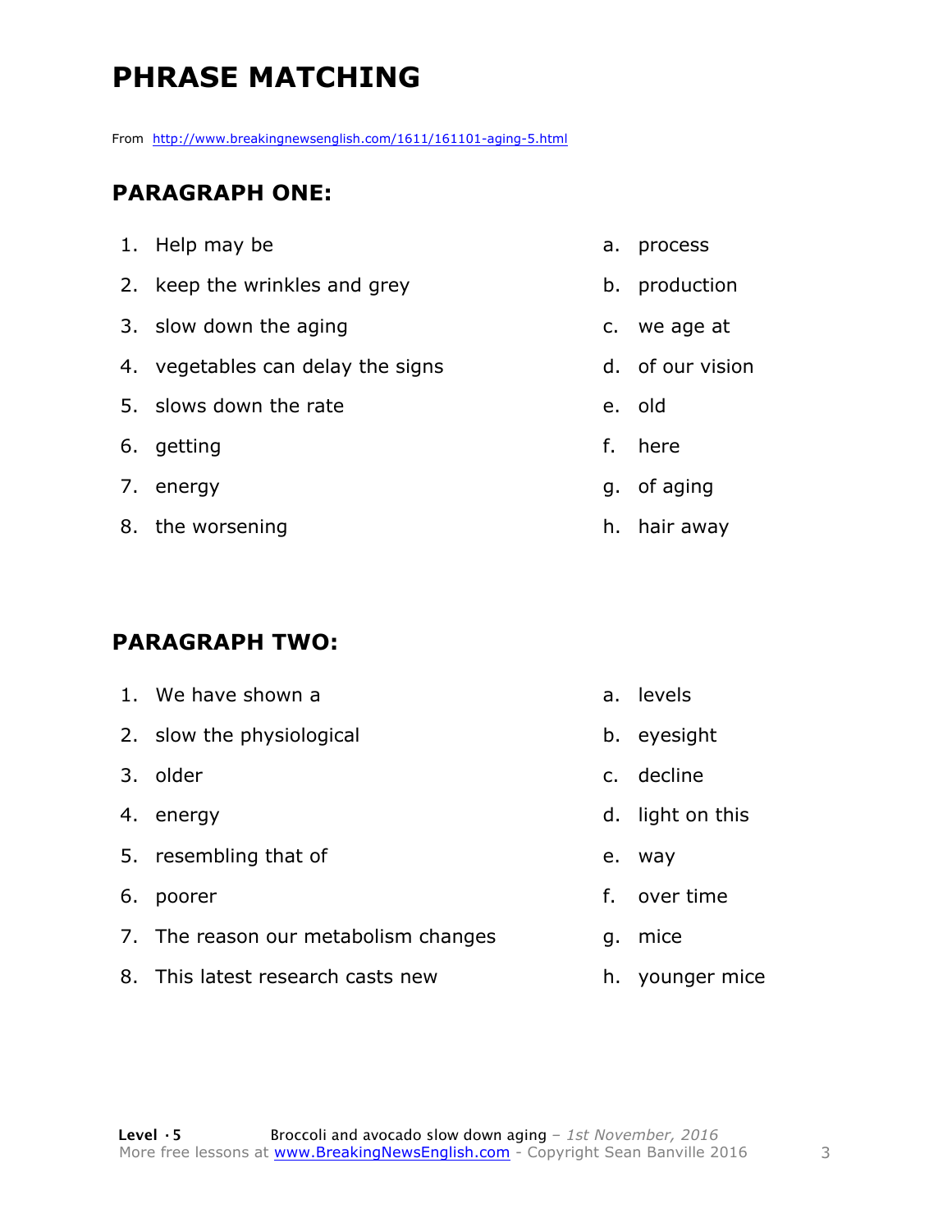# PHRASE MATCHING

From http://www.breakingnewsenglish.com/1611/161101-aging-5.html

## PARAGRAPH ONE:

1. Help may be
2. keep the wrinkles and grey
3. slow down the aging
4. vegetables can delay the signs
5. slows down the rate
6. getting
7. energy
8. the worsening

a. process
b. production
c. we age at
d. of our vision
e. old
f. here
g. of aging
h. hair away

## PARAGRAPH TWO:

1. We have shown a
2. slow the physiological
3. older
4. energy
5. resembling that of
6. poorer
7. The reason our metabolism changes
8. This latest research casts new

a. levels
b. eyesight
c. decline
d. light on this
e. way
f. over time
g. mice
h. younger mice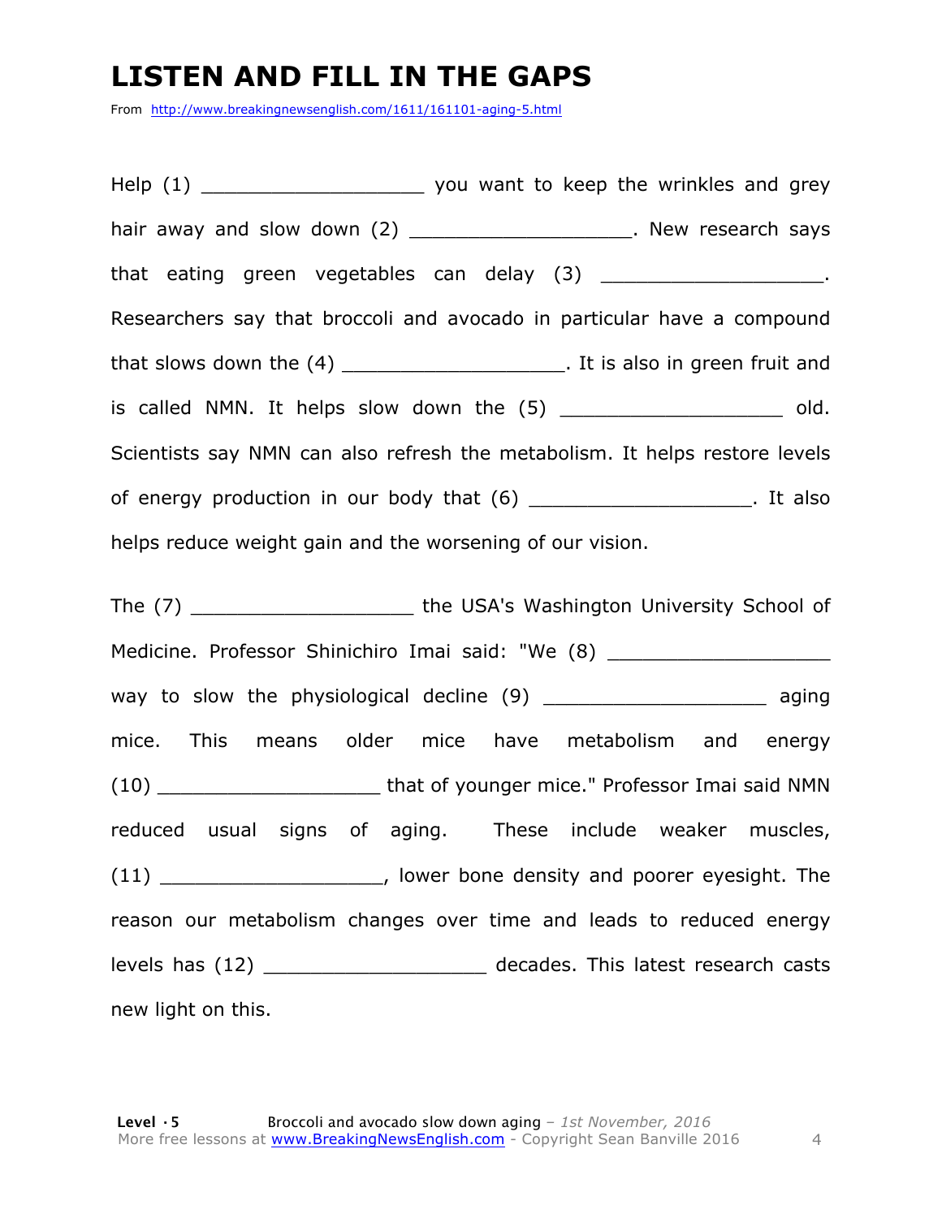# LISTEN AND FILL IN THE GAPS

From http://www.breakingnewsenglish.com/1611/161101-aging-5.html

Help (1) ___________________ you want to keep the wrinkles and grey hair away and slow down (2) ___________________. New research says that eating green vegetables can delay (3) ___________________. Researchers say that broccoli and avocado in particular have a compound that slows down the (4) ___________________. It is also in green fruit and is called NMN. It helps slow down the (5) ___________________ old. Scientists say NMN can also refresh the metabolism. It helps restore levels of energy production in our body that (6) ___________________. It also helps reduce weight gain and the worsening of our vision.

The (7) ___________________ the USA's Washington University School of Medicine. Professor Shinichiro Imai said: "We (8) ___________________ way to slow the physiological decline (9) ___________________ aging mice. This means older mice have metabolism and energy (10) ___________________ that of younger mice." Professor Imai said NMN reduced usual signs of aging. These include weaker muscles, (11) ___________________, lower bone density and poorer eyesight. The reason our metabolism changes over time and leads to reduced energy levels has (12) ___________________ decades. This latest research casts new light on this.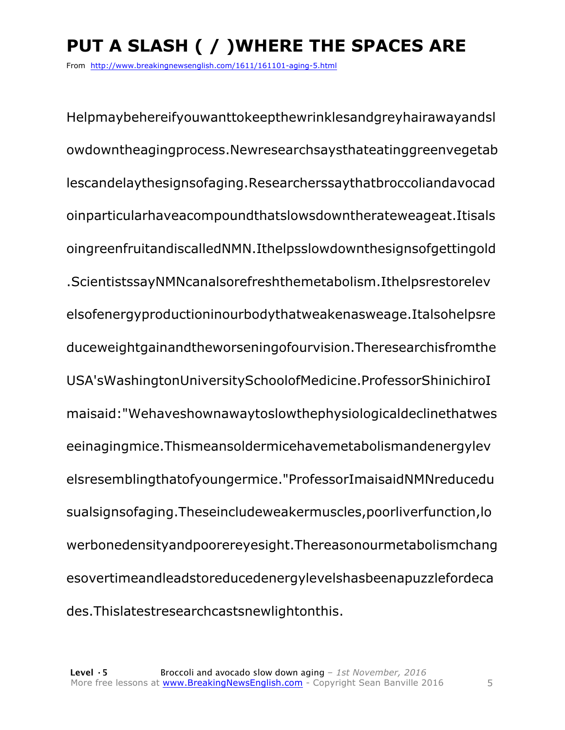# PUT A SLASH ( / )WHERE THE SPACES ARE

From http://www.breakingnewsenglish.com/1611/161101-aging-5.html

Helpmaybehereifyouwanttokeepthewrinklesandgreyhairawayandsl owdowntheagingprocess.Newresearchsaysthateatinggreenvegetab lescandelaythesignsofaging.Researcherssaythatbroccoliandavocad oinparticularhaveacompoundthatslowsdowntherateweageat.Itisals oingreenfruitandiscalledNMN.Ithelpsslowdownthesignsofgettingold .ScientistssayNMNcanalsorefreshthemetabolism.Ithelpsrestorelev elsofenergyproductioninourbodythatweakenasweage.Italsohelpsre duceweightgainandtheworseningofourvision.Theresearchisfromthe USA'sWashingtonUniversitySchoolofMedicine.ProfessorShinichiroI maisaid:"Wehaveshownawaytoslowthephysiologicaldeclinethatwes eeinagingmice.Thismeansoldermicehavemetabolismandenergylev elsresemblingthatofyoungermice."ProfessorImaisaidNMNreducedu sualsignsofaging.Theseincludeweakermuscles,poorliverfunction,lo werbonedensityandpoorereyesight.Thereasonourmetabolismchang esovertimeandleadstoreducedenergylevelshasbeenapuzzlefordeca des.Thislatestresearchcastsnewlightonthis.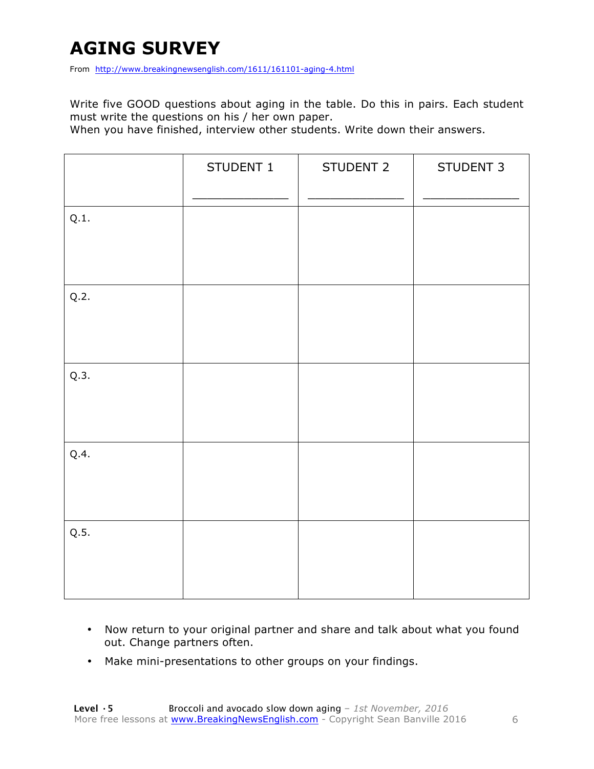# AGING SURVEY

From http://www.breakingnewsenglish.com/1611/161101-aging-4.html

Write five GOOD questions about aging in the table. Do this in pairs. Each student must write the questions on his / her own paper.
When you have finished, interview other students. Write down their answers.

| | STUDENT 1<br>_____________ | STUDENT 2<br>_____________ | STUDENT 3<br>_____________ |
|---|---|---|---|
| Q.1. | | | |
| Q.2. | | | |
| Q.3. | | | |
| Q.4. | | | |
| Q.5. | | | |

- Now return to your original partner and share and talk about what you found out. Change partners often.
- Make mini-presentations to other groups on your findings.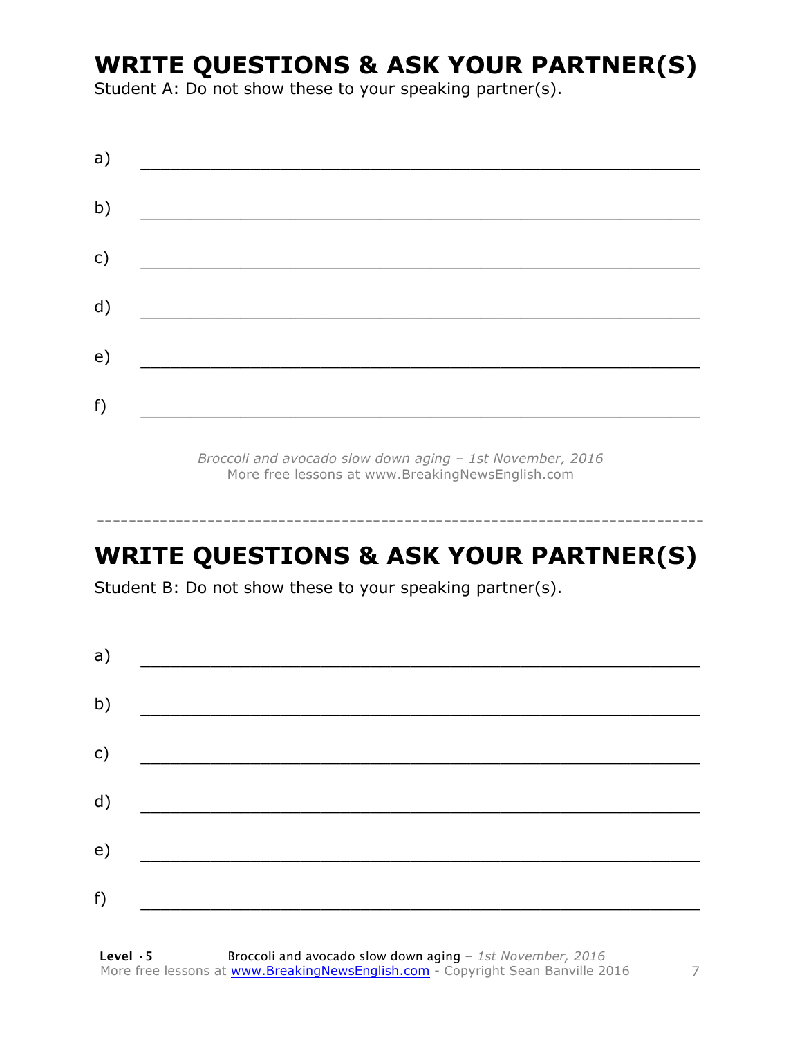## WRITE QUESTIONS & ASK YOUR PARTNER(S)

Student A: Do not show these to your speaking partner(s).

a) ___________________________________________________________

b) ___________________________________________________________

c) ___________________________________________________________

d) ___________________________________________________________

e) ___________________________________________________________

f) ___________________________________________________________

*Broccoli and avocado slow down aging – 1st November, 2016*
More free lessons at www.BreakingNewsEnglish.com

---

## WRITE QUESTIONS & ASK YOUR PARTNER(S)

Student B: Do not show these to your speaking partner(s).

a) ___________________________________________________________

b) ___________________________________________________________

c) ___________________________________________________________

d) ___________________________________________________________

e) ___________________________________________________________

f) ___________________________________________________________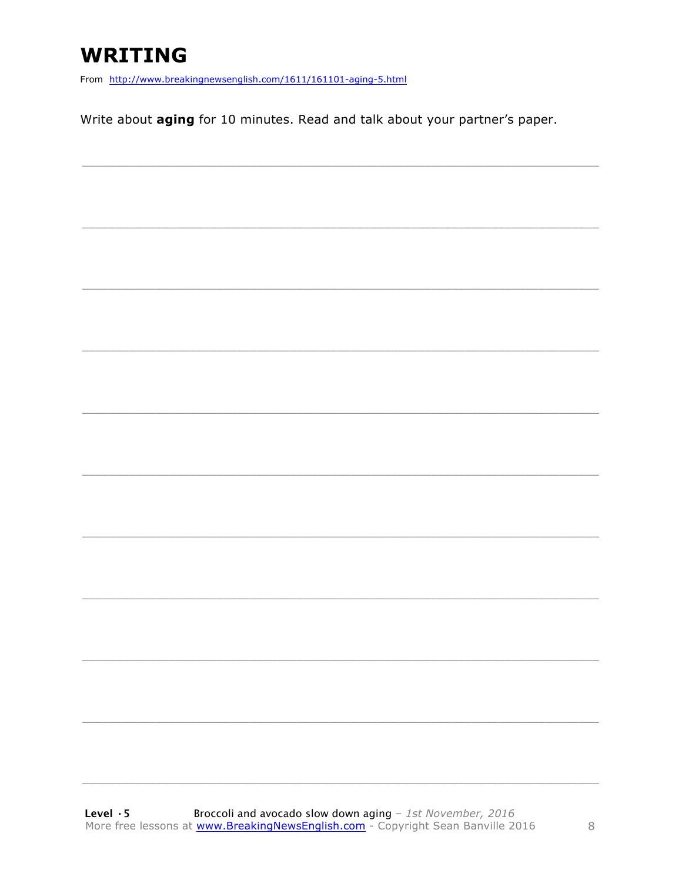# WRITING

From http://www.breakingnewsenglish.com/1611/161101-aging-5.html

Write about **aging** for 10 minutes. Read and talk about your partner's paper.

___________________________________________________________________________

___________________________________________________________________________

___________________________________________________________________________

___________________________________________________________________________

___________________________________________________________________________

___________________________________________________________________________

___________________________________________________________________________

___________________________________________________________________________

___________________________________________________________________________

___________________________________________________________________________

___________________________________________________________________________